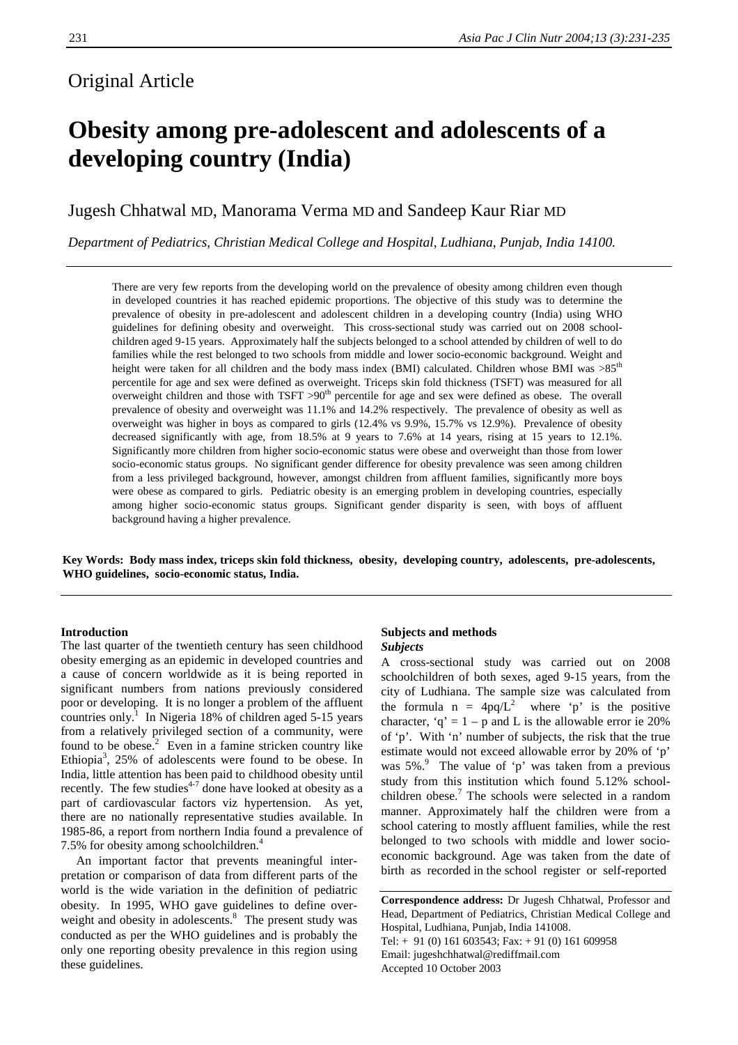Original Article

# Obesity among pre-adolescent and adolescents of a developing country (India)

Jugesh Chhatwal MD, Manorama Verma MD and Sandeep Kaur Riar MD

*Department of Pediatrics, Christian Medical College and Hospital, Ludhiana, Punjab, India 14100.*

There are very few reports from the developing world on the prevalence of obesity among children even though in developed countries it has reached epidemic proportions. The objective of this study was to determine the prevalence of obesity in pre-adolescent and adolescent children in a developing country (India) using WHO guidelines for defining obesity and overweight. This cross-sectional study was carried out on 2008 schoolchildren aged 9-15 years. Approximately half the subjects belonged to a school attended by children of well to do families while the rest belonged to two schools from middle and lower socio-economic background. Weight and height were taken for all children and the body mass index (BMI) calculated. Children whose BMI was >85th percentile for age and sex were defined as overweight. Triceps skin fold thickness (TSFT) was measured for all overweight children and those with TSFT >90th percentile for age and sex were defined as obese. The overall prevalence of obesity and overweight was 11.1% and 14.2% respectively. The prevalence of obesity as well as overweight was higher in boys as compared to girls (12.4% vs 9.9%, 15.7% vs 12.9%). Prevalence of obesity decreased significantly with age, from 18.5% at 9 years to 7.6% at 14 years, rising at 15 years to 12.1%. Significantly more children from higher socio-economic status were obese and overweight than those from lower socio-economic status groups. No significant gender difference for obesity prevalence was seen among children from a less privileged background, however, amongst children from affluent families, significantly more boys were obese as compared to girls. Pediatric obesity is an emerging problem in developing countries, especially among higher socio-economic status groups. Significant gender disparity is seen, with boys of affluent background having a higher prevalence.

**Key Words: Body mass index, triceps skin fold thickness, obesity, developing country, adolescents, pre-adolescents, WHO guidelines, socio-economic status, India.**

## Introduction

The last quarter of the twentieth century has seen childhood obesity emerging as an epidemic in developed countries and a cause of concern worldwide as it is being reported in significant numbers from nations previously considered poor or developing. It is no longer a problem of the affluent countries only.[1] In Nigeria 18% of children aged 5-15 years from a relatively privileged section of a community, were found to be obese.[2] Even in a famine stricken country like Ethiopia[3], 25% of adolescents were found to be obese. In India, little attention has been paid to childhood obesity until recently. The few studies[4-7] done have looked at obesity as a part of cardiovascular factors viz hypertension. As yet, there are no nationally representative studies available. In 1985-86, a report from northern India found a prevalence of 7.5% for obesity among schoolchildren.[4]

An important factor that prevents meaningful interpretation or comparison of data from different parts of the world is the wide variation in the definition of pediatric obesity. In 1995, WHO gave guidelines to define overweight and obesity in adolescents.[8] The present study was conducted as per the WHO guidelines and is probably the only one reporting obesity prevalence in this region using these guidelines.

## Subjects and methods

### *Subjects*

A cross-sectional study was carried out on 2008 schoolchildren of both sexes, aged 9-15 years, from the city of Ludhiana. The sample size was calculated from the formula $n = 4pq/L^2$ where 'p' is the positive character, 'q' = 1 – p and L is the allowable error ie 20% of 'p'. With 'n' number of subjects, the risk that the true estimate would not exceed allowable error by 20% of 'p' was 5%.[9] The value of 'p' was taken from a previous study from this institution which found 5.12% schoolchildren obese.[7] The schools were selected in a random manner. Approximately half the children were from a school catering to mostly affluent families, while the rest belonged to two schools with middle and lower socio-economic background. Age was taken from the date of birth as recorded in the school register or self-reported

**Correspondence address:** Dr Jugesh Chhatwal, Professor and Head, Department of Pediatrics, Christian Medical College and Hospital, Ludhiana, Punjab, India 141008.
Tel: + 91 (0) 161 603543; Fax: + 91 (0) 161 609958
Email: jugeshchhatwal@rediffmail.com
Accepted 10 October 2003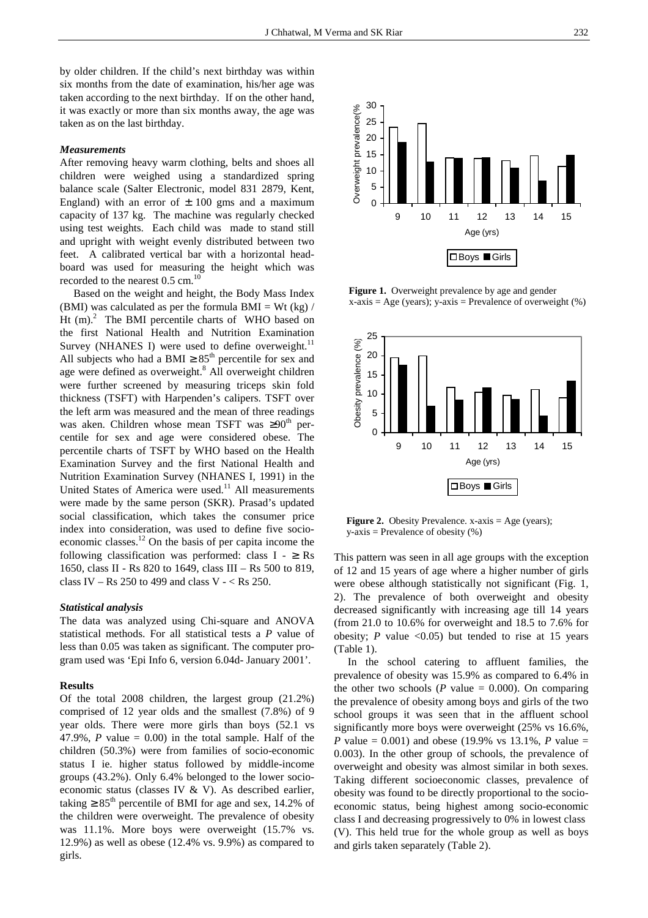by older children. If the child's next birthday was within six months from the date of examination, his/her age was taken according to the next birthday. If on the other hand, it was exactly or more than six months away, the age was taken as on the last birthday.

### *Measurements*

After removing heavy warm clothing, belts and shoes all children were weighed using a standardized spring balance scale (Salter Electronic, model 831 2879, Kent, England) with an error of ± 100 gms and a maximum capacity of 137 kg. The machine was regularly checked using test weights. Each child was made to stand still and upright with weight evenly distributed between two feet. A calibrated vertical bar with a horizontal head-board was used for measuring the height which was recorded to the nearest 0.5 cm.[10]

Based on the weight and height, the Body Mass Index (BMI) was calculated as per the formula BMI = Wt (kg) / Ht $(m)^2$. The BMI percentile charts of WHO based on the first National Health and Nutrition Examination Survey (NHANES I) were used to define overweight.[11] All subjects who had a BMI ≥ 85th percentile for sex and age were defined as overweight.[8] All overweight children were further screened by measuring triceps skin fold thickness (TSFT) with Harpenden's calipers. TSFT over the left arm was measured and the mean of three readings was aken. Children whose mean TSFT was ≥90th percentile for sex and age were considered obese. The percentile charts of TSFT by WHO based on the Health Examination Survey and the first National Health and Nutrition Examination Survey (NHANES I, 1991) in the United States of America were used.[11] All measurements were made by the same person (SKR). Prasad's updated social classification, which takes the consumer price index into consideration, was used to define five socio-economic classes.[12] On the basis of per capita income the following classification was performed: class I - ≥ Rs 1650, class II - Rs 820 to 1649, class III – Rs 500 to 819, class IV – Rs 250 to 499 and class V - < Rs 250.

### *Statistical analysis*

The data was analyzed using Chi-square and ANOVA statistical methods. For all statistical tests a *P* value of less than 0.05 was taken as significant. The computer program used was 'Epi Info 6, version 6.04d- January 2001'.

### Results

Of the total 2008 children, the largest group (21.2%) comprised of 12 year olds and the smallest (7.8%) of 9 year olds. There were more girls than boys (52.1 vs 47.9%, *P* value = 0.00) in the total sample. Half of the children (50.3%) were from families of socio-economic status I ie. higher status followed by middle-income groups (43.2%). Only 6.4% belonged to the lower socio-economic status (classes IV & V). As described earlier, taking ≥ 85th percentile of BMI for age and sex, 14.2% of the children were overweight. The prevalence of obesity was 11.1%. More boys were overweight (15.7% vs. 12.9%) as well as obese (12.4% vs. 9.9%) as compared to girls.

**Figure 1.** Overweight prevalence by age and gender x-axis = Age (years); y-axis = Prevalence of overweight (%)

**Figure 2.** Obesity Prevalence. x-axis = Age (years); y-axis = Prevalence of obesity (%)

This pattern was seen in all age groups with the exception of 12 and 15 years of age where a higher number of girls were obese although statistically not significant (Fig. 1, 2). The prevalence of both overweight and obesity decreased significantly with increasing age till 14 years (from 21.0 to 10.6% for overweight and 18.5 to 7.6% for obesity; *P* value <0.05) but tended to rise at 15 years (Table 1).

In the school catering to affluent families, the prevalence of obesity was 15.9% as compared to 6.4% in the other two schools (*P* value = 0.000). On comparing the prevalence of obesity among boys and girls of the two school groups it was seen that in the affluent school significantly more boys were overweight (25% vs 16.6%, *P* value = 0.001) and obese (19.9% vs 13.1%, *P* value = 0.003). In the other group of schools, the prevalence of overweight and obesity was almost similar in both sexes. Taking different socioeconomic classes, prevalence of obesity was found to be directly proportional to the socio-economic status, being highest among socio-economic class I and decreasing progressively to 0% in lowest class (V). This held true for the whole group as well as boys and girls taken separately (Table 2).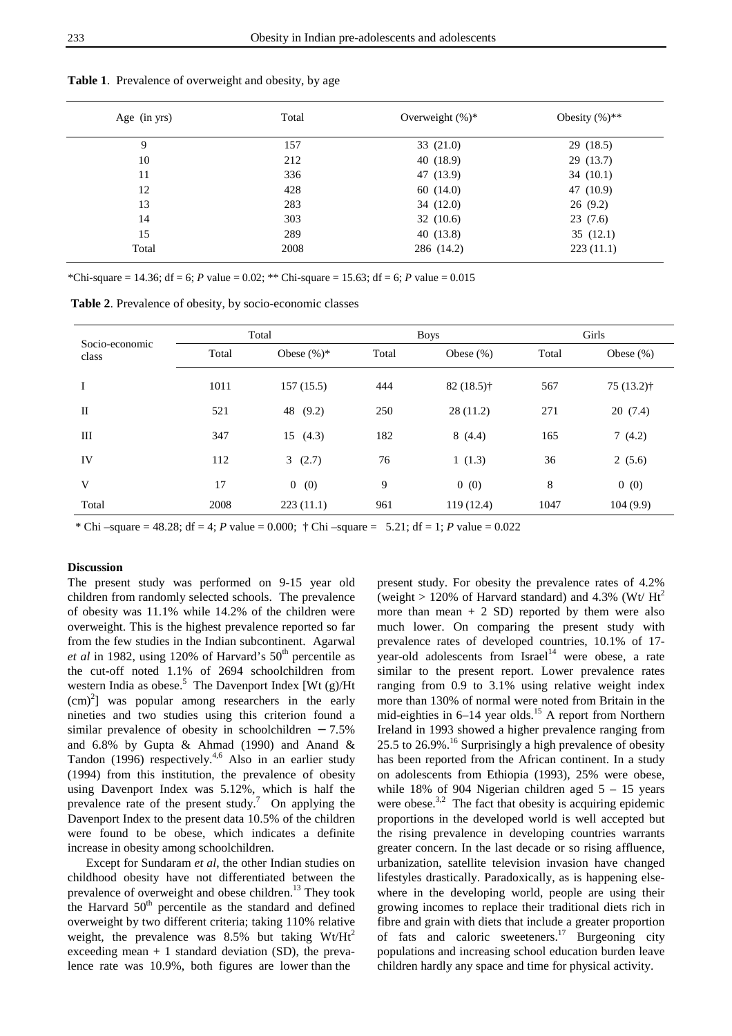**Table 1**. Prevalence of overweight and obesity, by age

| Age (in yrs) | Total | Overweight (%)* | Obesity (%)** |
|---|---|---|---|
| 9 | 157 | 33 (21.0) | 29 (18.5) |
| 10 | 212 | 40 (18.9) | 29 (13.7) |
| 11 | 336 | 47 (13.9) | 34 (10.1) |
| 12 | 428 | 60 (14.0) | 47 (10.9) |
| 13 | 283 | 34 (12.0) | 26 (9.2) |
| 14 | 303 | 32 (10.6) | 23 (7.6) |
| 15 | 289 | 40 (13.8) | 35 (12.1) |
| Total | 2008 | 286 (14.2) | 223 (11.1) |

*Chi-square = 14.36; df = 6; *P* value = 0.02; ** Chi-square = 15.63; df = 6; *P* value = 0.015

**Table 2**. Prevalence of obesity, by socio-economic classes

| Socio-economic class | Total | | Boys | | Girls | |
|---|---|---|---|---|---|---|
| | Total | Obese (%)* | Total | Obese (%) | Total | Obese (%) |
| I | 1011 | 157 (15.5) | 444 | 82 (18.5)† | 567 | 75 (13.2)† |
| II | 521 | 48 (9.2) | 250 | 28 (11.2) | 271 | 20 (7.4) |
| III | 347 | 15 (4.3) | 182 | 8 (4.4) | 165 | 7 (4.2) |
| IV | 112 | 3 (2.7) | 76 | 1 (1.3) | 36 | 2 (5.6) |
| V | 17 | 0 (0) | 9 | 0 (0) | 8 | 0 (0) |
| Total | 2008 | 223 (11.1) | 961 | 119 (12.4) | 1047 | 104 (9.9) |

* Chi –square = 48.28; df = 4; *P* value = 0.000; † Chi –square = 5.21; df = 1; *P* value = 0.022

## Discussion

The present study was performed on 9-15 year old children from randomly selected schools. The prevalence of obesity was 11.1% while 14.2% of the children were overweight. This is the highest prevalence reported so far from the few studies in the Indian subcontinent. Agarwal *et al* in 1982, using 120% of Harvard's 50th percentile as the cut-off noted 1.1% of 2694 schoolchildren from western India as obese.[5] The Davenport Index [Wt (g)/Ht $(cm)^2$] was popular among researchers in the early nineties and two studies using this criterion found a similar prevalence of obesity in schoolchildren − 7.5% and 6.8% by Gupta & Ahmad (1990) and Anand & Tandon (1996) respectively.[4,6] Also in an earlier study (1994) from this institution, the prevalence of obesity using Davenport Index was 5.12%, which is half the prevalence rate of the present study.[7] On applying the Davenport Index to the present data 10.5% of the children were found to be obese, which indicates a definite increase in obesity among schoolchildren.

Except for Sundaram *et al*, the other Indian studies on childhood obesity have not differentiated between the prevalence of overweight and obese children.[13] They took the Harvard 50th percentile as the standard and defined overweight by two different criteria; taking 110% relative weight, the prevalence was 8.5% but taking $Wt/Ht^2$ exceeding mean + 1 standard deviation (SD), the prevalence rate was 10.9%, both figures are lower than the present study. For obesity the prevalence rates of 4.2% (weight > 120% of Harvard standard) and 4.3% ($Wt/Ht^2$ more than mean + 2 SD) reported by them were also much lower. On comparing the present study with prevalence rates of developed countries, 10.1% of 17-year-old adolescents from Israel[14] were obese, a rate similar to the present report. Lower prevalence rates ranging from 0.9 to 3.1% using relative weight index more than 130% of normal were noted from Britain in the mid-eighties in 6–14 year olds.[15] A report from Northern Ireland in 1993 showed a higher prevalence ranging from 25.5 to 26.9%.[16] Surprisingly a high prevalence of obesity has been reported from the African continent. In a study on adolescents from Ethiopia (1993), 25% were obese, while 18% of 904 Nigerian children aged 5 – 15 years were obese.[3,2] The fact that obesity is acquiring epidemic proportions in the developed world is well accepted but the rising prevalence in developing countries warrants greater concern. In the last decade or so rising affluence, urbanization, satellite television invasion have changed lifestyles drastically. Paradoxically, as is happening elsewhere in the developing world, people are using their growing incomes to replace their traditional diets rich in fibre and grain with diets that include a greater proportion of fats and caloric sweeteners.[17] Burgeoning city populations and increasing school education burden leave children hardly any space and time for physical activity.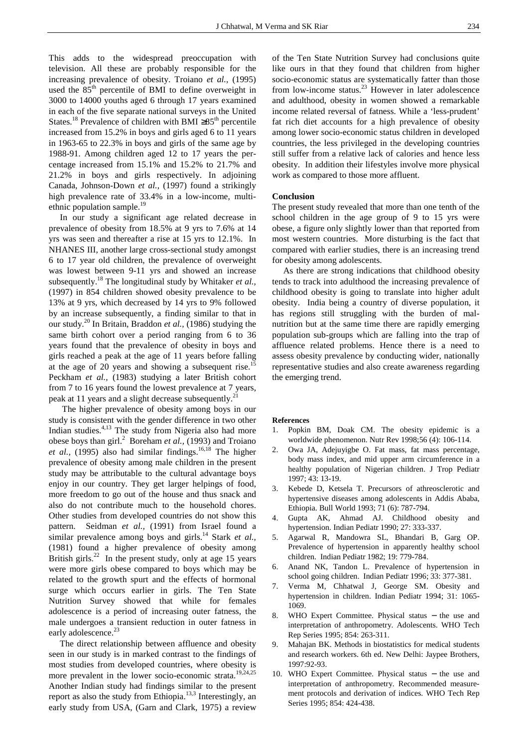This adds to the widespread preoccupation with television. All these are probably responsible for the increasing prevalence of obesity. Troiano *et al.,* (1995) used the 85[th] percentile of BMI to define overweight in 3000 to 14000 youths aged 6 through 17 years examined in each of the five separate national surveys in the United States.[18] Prevalence of children with BMI ≥85[th] percentile increased from 15.2% in boys and girls aged 6 to 11 years in 1963-65 to 22.3% in boys and girls of the same age by 1988-91. Among children aged 12 to 17 years the percentage increased from 15.1% and 15.2% to 21.7% and 21.2% in boys and girls respectively. In adjoining Canada, Johnson-Down *et al.,* (1997) found a strikingly high prevalence rate of 33.4% in a low-income, multi-ethnic population sample.[19]

In our study a significant age related decrease in prevalence of obesity from 18.5% at 9 yrs to 7.6% at 14 yrs was seen and thereafter a rise at 15 yrs to 12.1%. In NHANES III, another large cross-sectional study amongst 6 to 17 year old children, the prevalence of overweight was lowest between 9-11 yrs and showed an increase subsequently.[18] The longitudinal study by Whitaker *et al.,* (1997) in 854 children showed obesity prevalence to be 13% at 9 yrs, which decreased by 14 yrs to 9% followed by an increase subsequently, a finding similar to that in our study.[20] In Britain, Braddon *et al.,* (1986) studying the same birth cohort over a period ranging from 6 to 36 years found that the prevalence of obesity in boys and girls reached a peak at the age of 11 years before falling at the age of 20 years and showing a subsequent rise.[15] Peckham *et al.,* (1983) studying a later British cohort from 7 to 16 years found the lowest prevalence at 7 years, peak at 11 years and a slight decrease subsequently.[21]

The higher prevalence of obesity among boys in our study is consistent with the gender difference in two other Indian studies.[4,13] The study from Nigeria also had more obese boys than girl.[2] Boreham *et al.,* (1993) and Troiano *et al.,* (1995) also had similar findings.[16,18] The higher prevalence of obesity among male children in the present study may be attributable to the cultural advantage boys enjoy in our country. They get larger helpings of food, more freedom to go out of the house and thus snack and also do not contribute much to the household chores. Other studies from developed countries do not show this pattern. Seidman *et al.,* (1991) from Israel found a similar prevalence among boys and girls.[14] Stark *et al.,* (1981) found a higher prevalence of obesity among British girls.[22] In the present study, only at age 15 years were more girls obese compared to boys which may be related to the growth spurt and the effects of hormonal surge which occurs earlier in girls. The Ten State Nutrition Survey showed that while for females adolescence is a period of increasing outer fatness, the male undergoes a transient reduction in outer fatness in early adolescence.[23]

The direct relationship between affluence and obesity seen in our study is in marked contrast to the findings of most studies from developed countries, where obesity is more prevalent in the lower socio-economic strata.[19,24,25] Another Indian study had findings similar to the present report as also the study from Ethiopia.[13,3] Interestingly, an early study from USA, (Garn and Clark, 1975) a review of the Ten State Nutrition Survey had conclusions quite like ours in that they found that children from higher socio-economic status are systematically fatter than those from low-income status.[23] However in later adolescence and adulthood, obesity in women showed a remarkable income related reversal of fatness. While a 'less-prudent' fat rich diet accounts for a high prevalence of obesity among lower socio-economic status children in developed countries, the less privileged in the developing countries still suffer from a relative lack of calories and hence less obesity. In addition their lifestyles involve more physical work as compared to those more affluent.

### Conclusion

The present study revealed that more than one tenth of the school children in the age group of 9 to 15 yrs were obese, a figure only slightly lower than that reported from most western countries. More disturbing is the fact that compared with earlier studies, there is an increasing trend for obesity among adolescents.

As there are strong indications that childhood obesity tends to track into adulthood the increasing prevalence of childhood obesity is going to translate into higher adult obesity. India being a country of diverse population, it has regions still struggling with the burden of malnutrition but at the same time there are rapidly emerging population sub-groups which are falling into the trap of affluence related problems. Hence there is a need to assess obesity prevalence by conducting wider, nationally representative studies and also create awareness regarding the emerging trend.

### References

1. Popkin BM, Doak CM. The obesity epidemic is a worldwide phenomenon. Nutr Rev 1998;56 (4): 106-114.
2. Owa JA, Adejuyigbe O. Fat mass, fat mass percentage, body mass index, and mid upper arm circumference in a healthy population of Nigerian children. J Trop Pediatr 1997; 43: 13-19.
3. Kebede D, Ketsela T. Precursors of athreosclerotic and hypertensive diseases among adolescents in Addis Ababa, Ethiopia. Bull World 1993; 71 (6): 787-794.
4. Gupta AK, Ahmad AJ. Childhood obesity and hypertension. Indian Pediatr 1990; 27: 333-337.
5. Agarwal R, Mandowra SL, Bhandari B, Garg OP. Prevalence of hypertension in apparently healthy school children. Indian Pediatr 1982; 19: 779-784.
6. Anand NK, Tandon L. Prevalence of hypertension in school going children. Indian Pediatr 1996; 33: 377-381.
7. Verma M, Chhatwal J, George SM. Obesity and hypertension in children. Indian Pediatr 1994; 31: 1065-1069.
8. WHO Expert Committee. Physical status – the use and interpretation of anthropometry. Adolescents. WHO Tech Rep Series 1995; 854: 263-311.
9. Mahajan BK. Methods in biostatistics for medical students and research workers. 6th ed. New Delhi: Jaypee Brothers, 1997:92-93.
10. WHO Expert Committee. Physical status – the use and interpretation of anthropometry. Recommended measurement protocols and derivation of indices. WHO Tech Rep Series 1995; 854: 424-438.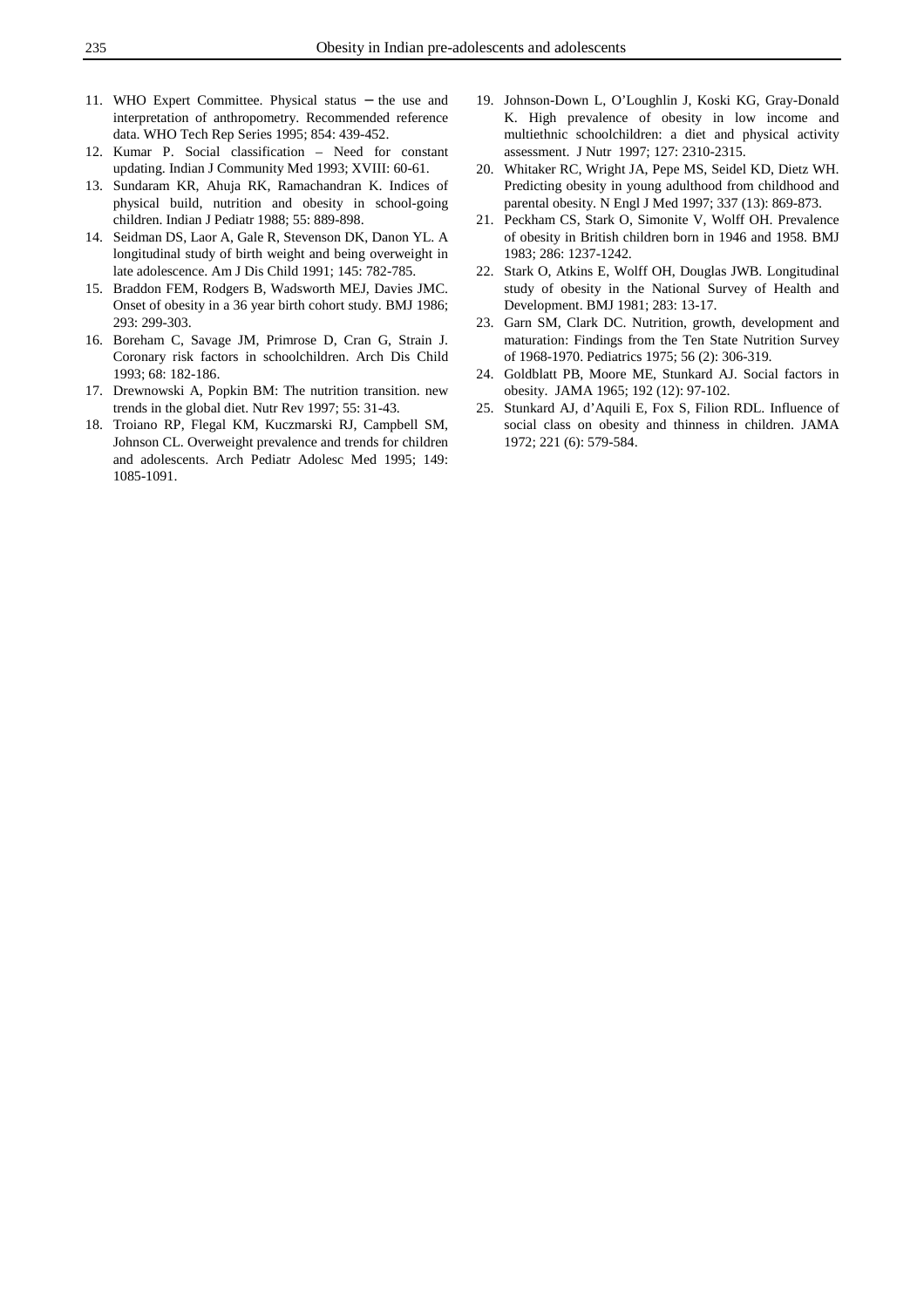11. WHO Expert Committee. Physical status – the use and interpretation of anthropometry. Recommended reference data. WHO Tech Rep Series 1995; 854: 439-452.
12. Kumar P. Social classification – Need for constant updating. Indian J Community Med 1993; XVIII: 60-61.
13. Sundaram KR, Ahuja RK, Ramachandran K. Indices of physical build, nutrition and obesity in school-going children. Indian J Pediatr 1988; 55: 889-898.
14. Seidman DS, Laor A, Gale R, Stevenson DK, Danon YL. A longitudinal study of birth weight and being overweight in late adolescence. Am J Dis Child 1991; 145: 782-785.
15. Braddon FEM, Rodgers B, Wadsworth MEJ, Davies JMC. Onset of obesity in a 36 year birth cohort study. BMJ 1986; 293: 299-303.
16. Boreham C, Savage JM, Primrose D, Cran G, Strain J. Coronary risk factors in schoolchildren. Arch Dis Child 1993; 68: 182-186.
17. Drewnowski A, Popkin BM: The nutrition transition. new trends in the global diet. Nutr Rev 1997; 55: 31-43.
18. Troiano RP, Flegal KM, Kuczmarski RJ, Campbell SM, Johnson CL. Overweight prevalence and trends for children and adolescents. Arch Pediatr Adolesc Med 1995; 149: 1085-1091.
19. Johnson-Down L, O'Loughlin J, Koski KG, Gray-Donald K. High prevalence of obesity in low income and multiethnic schoolchildren: a diet and physical activity assessment. J Nutr 1997; 127: 2310-2315.
20. Whitaker RC, Wright JA, Pepe MS, Seidel KD, Dietz WH. Predicting obesity in young adulthood from childhood and parental obesity. N Engl J Med 1997; 337 (13): 869-873.
21. Peckham CS, Stark O, Simonite V, Wolff OH. Prevalence of obesity in British children born in 1946 and 1958. BMJ 1983; 286: 1237-1242.
22. Stark O, Atkins E, Wolff OH, Douglas JWB. Longitudinal study of obesity in the National Survey of Health and Development. BMJ 1981; 283: 13-17.
23. Garn SM, Clark DC. Nutrition, growth, development and maturation: Findings from the Ten State Nutrition Survey of 1968-1970. Pediatrics 1975; 56 (2): 306-319.
24. Goldblatt PB, Moore ME, Stunkard AJ. Social factors in obesity. JAMA 1965; 192 (12): 97-102.
25. Stunkard AJ, d'Aquili E, Fox S, Filion RDL. Influence of social class on obesity and thinness in children. JAMA 1972; 221 (6): 579-584.